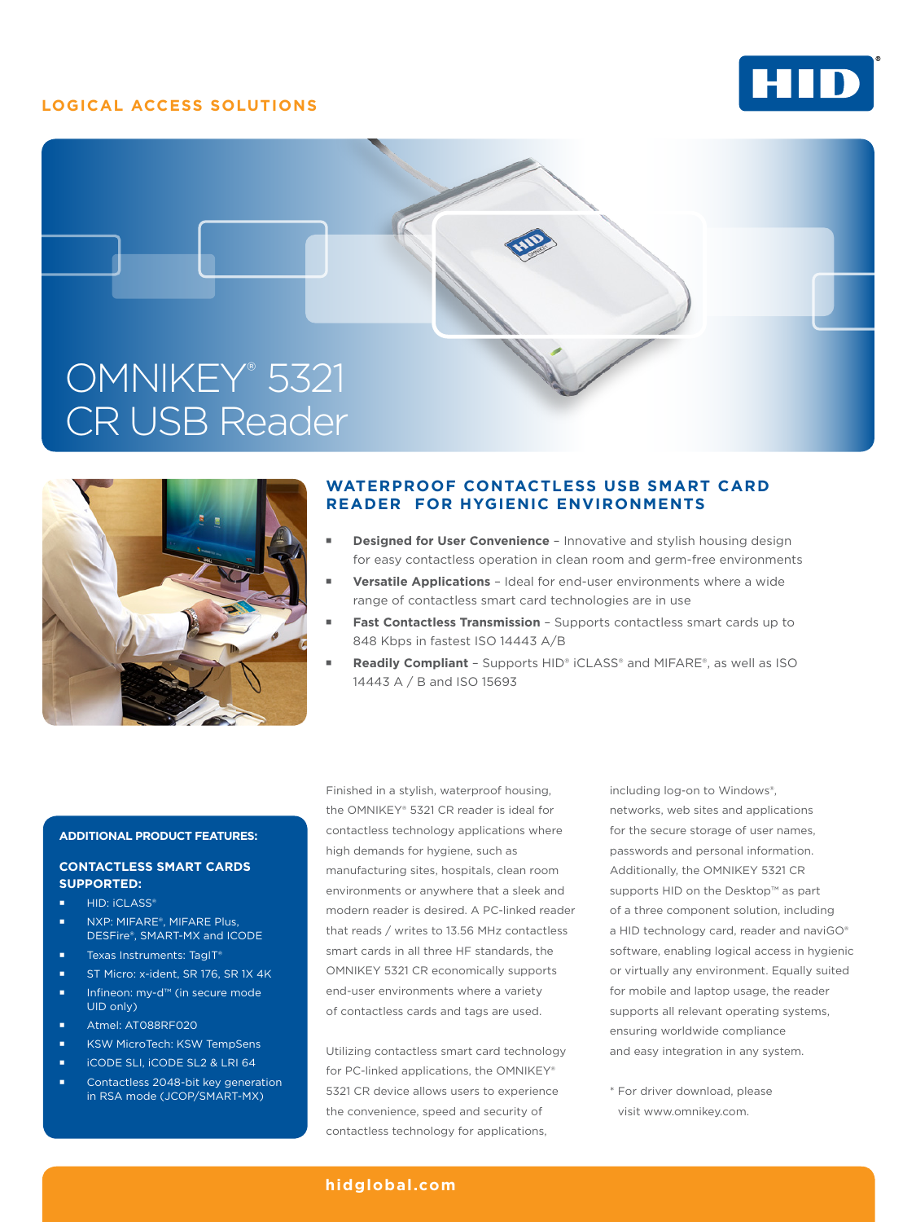LOGICAL ACCESS SOLUTIONS

# OMNIKEY® 5321 CR USB Reader

## WATERPROOF CONTACTLESS USB SMART CARD READER FOR HYGIENIC ENVIRONMENTS

- **Designed for User Convenience** – Innovative and stylish housing design for easy contactless operation in clean room and germ-free environments
- **Versatile Applications** – Ideal for end-user environments where a wide range of contactless smart card technologies are in use
- **Fast Contactless Transmission** – Supports contactless smart cards up to 848 Kbps in fastest ISO 14443 A/B
- **Readily Compliant** – Supports HID® iCLASS® and MIFARE®, as well as ISO 14443 A / B and ISO 15693

Finished in a stylish, waterproof housing, the OMNIKEY® 5321 CR reader is ideal for contactless technology applications where high demands for hygiene, such as manufacturing sites, hospitals, clean room environments or anywhere that a sleek and modern reader is desired. A PC-linked reader that reads / writes to 13.56 MHz contactless smart cards in all three HF standards, the OMNIKEY 5321 CR economically supports end-user environments where a variety of contactless cards and tags are used.

Utilizing contactless smart card technology for PC-linked applications, the OMNIKEY® 5321 CR device allows users to experience the convenience, speed and security of contactless technology for applications, including log-on to Windows®, networks, web sites and applications for the secure storage of user names, passwords and personal information. Additionally, the OMNIKEY 5321 CR supports HID on the Desktop™ as part of a three component solution, including a HID technology card, reader and naviGO® software, enabling logical access in hygienic or virtually any environment. Equally suited for mobile and laptop usage, the reader supports all relevant operating systems, ensuring worldwide compliance and easy integration in any system.

\* For driver download, please visit www.omnikey.com.

### ADDITIONAL PRODUCT FEATURES:

#### CONTACTLESS SMART CARDS SUPPORTED:

- HID: iCLASS®
- NXP: MIFARE®, MIFARE Plus, DESFire®, SMART-MX and ICODE
- Texas Instruments: TagIT®
- ST Micro: x-ident, SR 176, SR 1X 4K
- Infineon: my-d™ (in secure mode UID only)
- Atmel: AT088RF020
- KSW MicroTech: KSW TempSens
- iCODE SLI, iCODE SL2 & LRI 64
- Contactless 2048-bit key generation in RSA mode (JCOP/SMART-MX)

hidglobal.com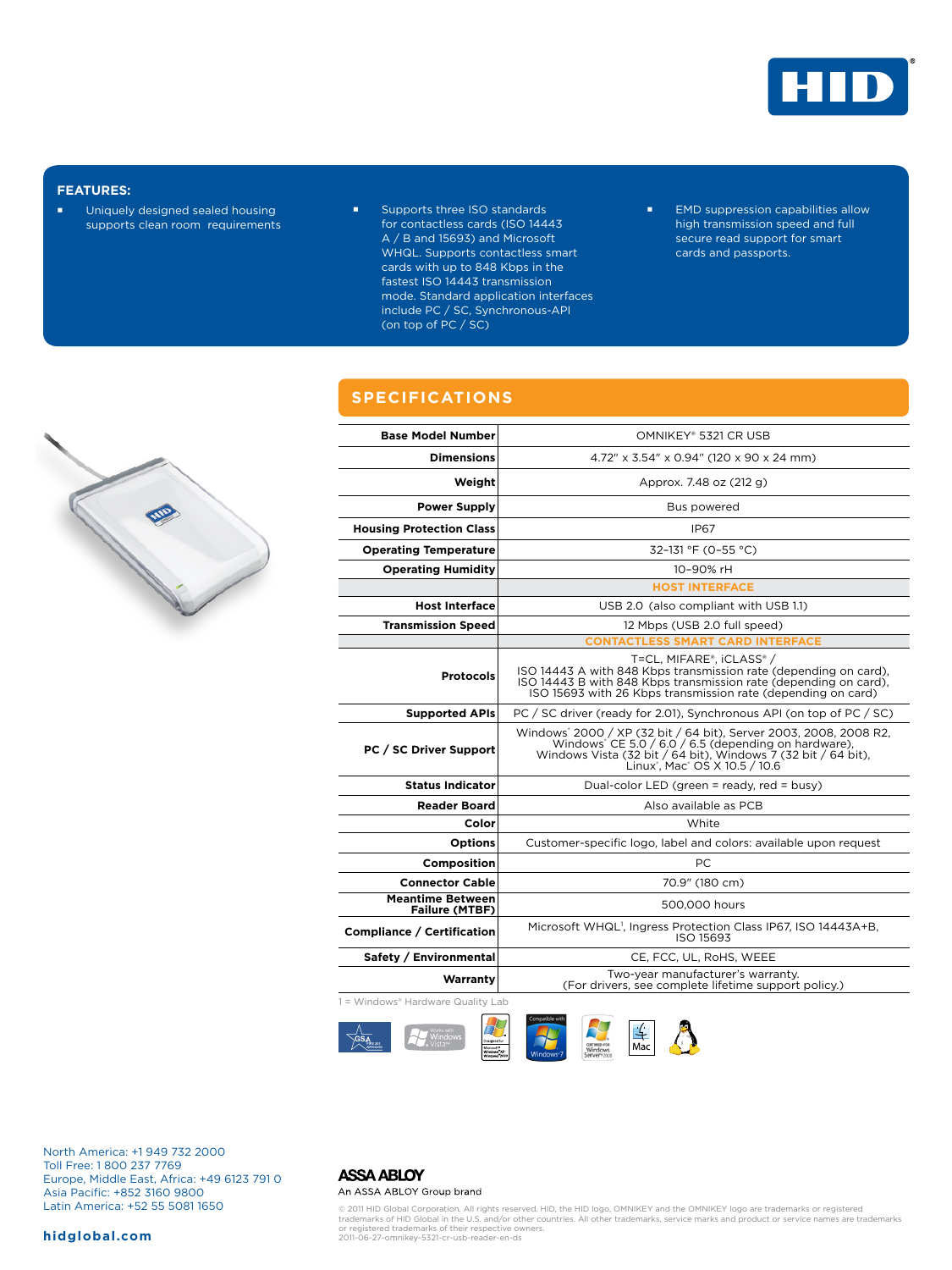## FEATURES:

- Uniquely designed sealed housing supports clean room requirements
- Supports three ISO standards for contactless cards (ISO 14443 A / B and 15693) and Microsoft WHQL. Supports contactless smart cards with up to 848 Kbps in the fastest ISO 14443 transmission mode. Standard application interfaces include PC / SC, Synchronous-API (on top of PC / SC)
- EMD suppression capabilities allow high transmission speed and full secure read support for smart cards and passports.

## SPECIFICATIONS

| | |
|---|---|
| **Base Model Number** | OMNIKEY® 5321 CR USB |
| **Dimensions** | 4.72" x 3.54" x 0.94" (120 x 90 x 24 mm) |
| **Weight** | Approx. 7.48 oz (212 g) |
| **Power Supply** | Bus powered |
| **Housing Protection Class** | IP67 |
| **Operating Temperature** | 32-131 °F (0-55 °C) |
| **Operating Humidity** | 10-90% rH |
| | **HOST INTERFACE** |
| **Host Interface** | USB 2.0 (also compliant with USB 1.1) |
| **Transmission Speed** | 12 Mbps (USB 2.0 full speed) |
| | **CONTACTLESS SMART CARD INTERFACE** |
| **Protocols** | T=CL, MIFARE®, iCLASS® / ISO 14443 A with 848 Kbps transmission rate (depending on card), ISO 14443 B with 848 Kbps transmission rate (depending on card), ISO 15693 with 26 Kbps transmission rate (depending on card) |
| **Supported APIs** | PC / SC driver (ready for 2.01), Synchronous API (on top of PC / SC) |
| **PC / SC Driver Support** | Windows® 2000 / XP (32 bit / 64 bit), Server 2003, 2008, 2008 R2, Windows® CE 5.0 / 6.0 / 6.5 (depending on hardware), Windows Vista (32 bit / 64 bit), Windows 7 (32 bit / 64 bit), Linux®, Mac® OS X 10.5 / 10.6 |
| **Status Indicator** | Dual-color LED (green = ready, red = busy) |
| **Reader Board** | Also available as PCB |
| **Color** | White |
| **Options** | Customer-specific logo, label and colors: available upon request |
| **Composition** | PC |
| **Connector Cable** | 70.9" (180 cm) |
| **Meantime Between Failure (MTBF)** | 500,000 hours |
| **Compliance / Certification** | Microsoft WHQL[1], Ingress Protection Class IP67, ISO 14443A+B, ISO 15693 |
| **Safety / Environmental** | CE, FCC, UL, RoHS, WEEE |
| **Warranty** | Two-year manufacturer's warranty. (For drivers, see complete lifetime support policy.) |

1 = Windows® Hardware Quality Lab

North America: +1 949 732 2000
Toll Free: 1 800 237 7769
Europe, Middle East, Africa: +49 6123 791 0
Asia Pacific: +852 3160 9800
Latin America: +52 55 5081 1650

**hidglobal.com**

ASSA ABLOY
An ASSA ABLOY Group brand

© 2011 HID Global Corporation. All rights reserved. HID, the HID logo, OMNIKEY and the OMNIKEY logo are trademarks or registered trademarks of HID Global in the U.S. and/or other countries. All other trademarks, service marks and product or service names are trademarks or registered trademarks of their respective owners.
2011-06-27-omnikey-5321-cr-usb-reader-en-ds